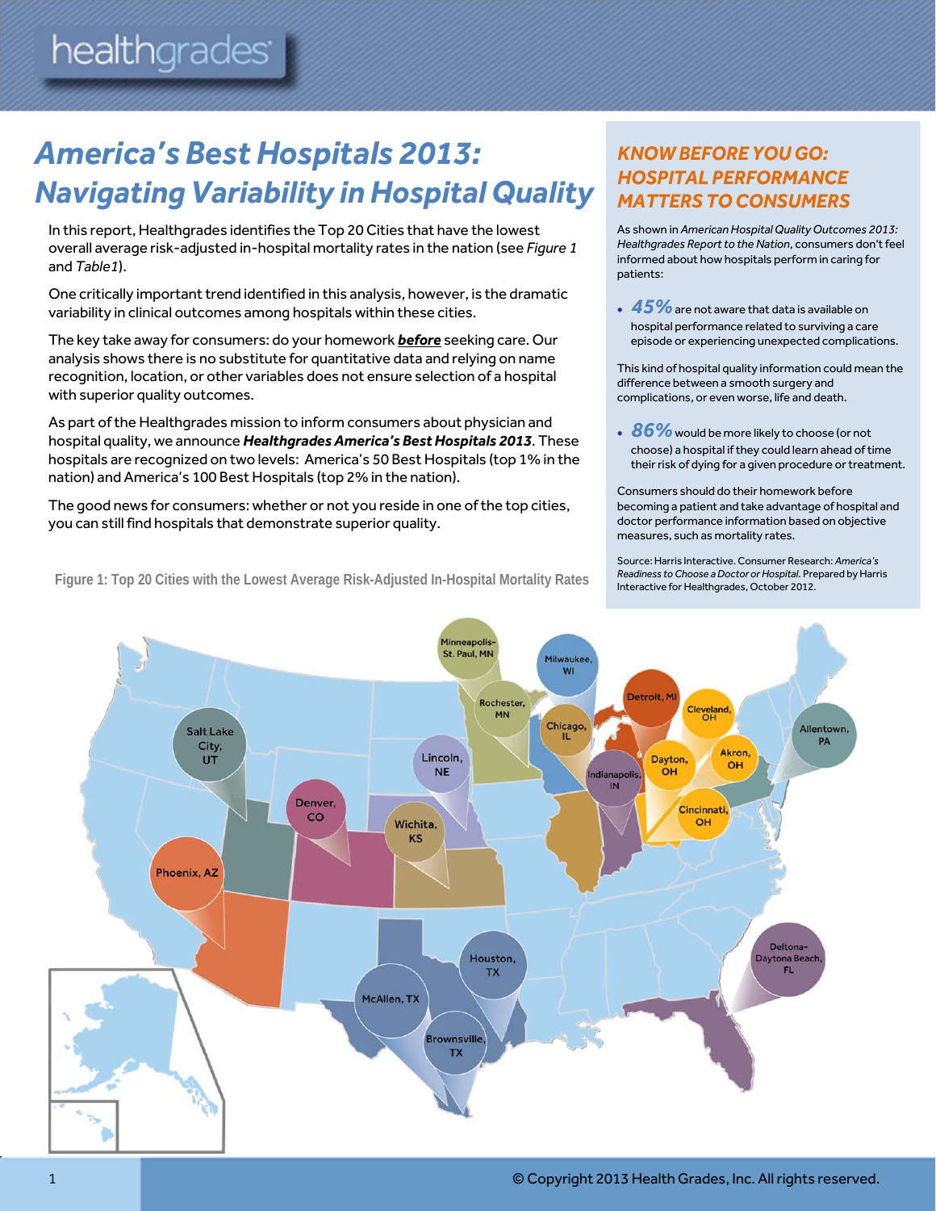# America's Best Hospitals 2013: Navigating Variability in Hospital Quality

In this report, Healthgrades identifies the Top 20 Cities that have the lowest overall average risk-adjusted in-hospital mortality rates in the nation (see *Figure 1* and *Table1*).

One critically important trend identified in this analysis, however, is the dramatic variability in clinical outcomes among hospitals within these cities.

The key take away for consumers: do your homework ***before*** seeking care. Our analysis shows there is no substitute for quantitative data and relying on name recognition, location, or other variables does not ensure selection of a hospital with superior quality outcomes.

As part of the Healthgrades mission to inform consumers about physician and hospital quality, we announce ***Healthgrades America's Best Hospitals 2013***. These hospitals are recognized on two levels: America's 50 Best Hospitals (top 1% in the nation) and America's 100 Best Hospitals (top 2% in the nation).

The good news for consumers: whether or not you reside in one of the top cities, you can still find hospitals that demonstrate superior quality.

## KNOW BEFORE YOU GO: HOSPITAL PERFORMANCE MATTERS TO CONSUMERS

As shown in *American Hospital Quality Outcomes 2013: Healthgrades Report to the Nation*, consumers don't feel informed about how hospitals perform in caring for patients:

- ***45%*** are not aware that data is available on hospital performance related to surviving a care episode or experiencing unexpected complications.

This kind of hospital quality information could mean the difference between a smooth surgery and complications, or even worse, life and death.

- ***86%*** would be more likely to choose (or not choose) a hospital if they could learn ahead of time their risk of dying for a given procedure or treatment.

Consumers should do their homework before becoming a patient and take advantage of hospital and doctor performance information based on objective measures, such as mortality rates.

Source: Harris Interactive. Consumer Research: *America's Readiness to Choose a Doctor or Hospital*. Prepared by Harris Interactive for Healthgrades, October 2012.

**Figure 1: Top 20 Cities with the Lowest Average Risk-Adjusted In-Hospital Mortality Rates**

Minneapolis-St. Paul, MN; Milwaukee, WI; Rochester, MN; Detroit, MI; Cleveland, OH; Salt Lake City, UT; Chicago, IL; Allentown, PA; Lincoln, NE; Akron, OH; Dayton, OH; Indianapolis, IN; Denver, CO; Cincinnati, OH; Wichita, KS; Phoenix, AZ; Houston, TX; Deltona-Daytona Beach, FL; McAllen, TX; Brownsville, TX

© Copyright 2013 Health Grades, Inc. All rights reserved.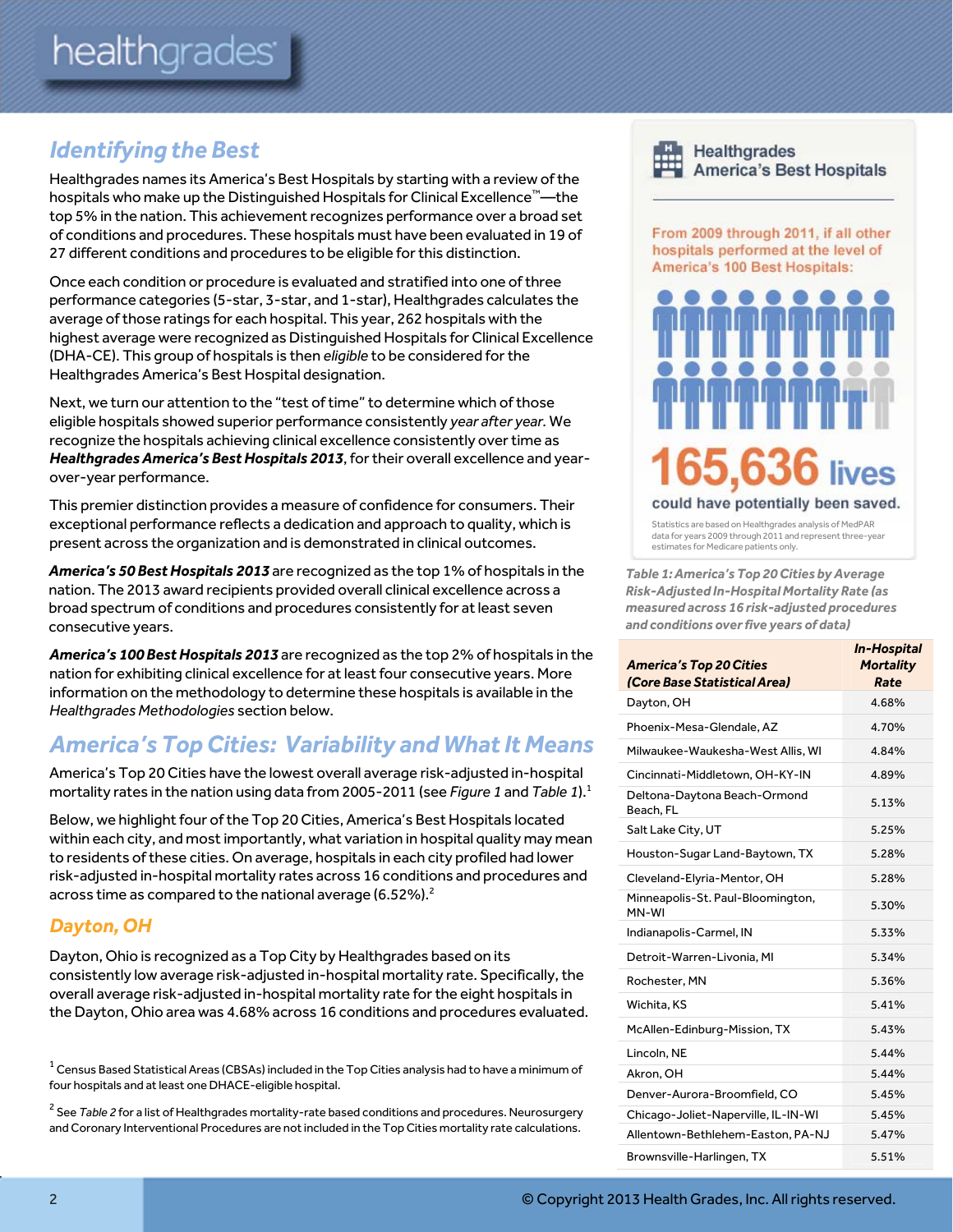## Identifying the Best

Healthgrades names its America's Best Hospitals by starting with a review of the hospitals who make up the Distinguished Hospitals for Clinical Excellence™—the top 5% in the nation. This achievement recognizes performance over a broad set of conditions and procedures. These hospitals must have been evaluated in 19 of 27 different conditions and procedures to be eligible for this distinction.

Once each condition or procedure is evaluated and stratified into one of three performance categories (5-star, 3-star, and 1-star), Healthgrades calculates the average of those ratings for each hospital. This year, 262 hospitals with the highest average were recognized as Distinguished Hospitals for Clinical Excellence (DHA-CE). This group of hospitals is then *eligible* to be considered for the Healthgrades America's Best Hospital designation.

Next, we turn our attention to the "test of time" to determine which of those eligible hospitals showed superior performance consistently *year after year.* We recognize the hospitals achieving clinical excellence consistently over time as ***Healthgrades America's Best Hospitals 2013***, for their overall excellence and year-over-year performance.

This premier distinction provides a measure of confidence for consumers. Their exceptional performance reflects a dedication and approach to quality, which is present across the organization and is demonstrated in clinical outcomes.

***America's 50 Best Hospitals 2013*** are recognized as the top 1% of hospitals in the nation. The 2013 award recipients provided overall clinical excellence across a broad spectrum of conditions and procedures consistently for at least seven consecutive years.

***America's 100 Best Hospitals 2013*** are recognized as the top 2% of hospitals in the nation for exhibiting clinical excellence for at least four consecutive years. More information on the methodology to determine these hospitals is available in the *Healthgrades Methodologies* section below.

**Healthgrades America's Best Hospitals**

From 2009 through 2011, if all other hospitals performed at the level of America's 100 Best Hospitals:

**165,636 lives** could have potentially been saved.

Statistics are based on Healthgrades analysis of MedPAR data for years 2009 through 2011 and represent three-year estimates for Medicare patients only.

## America's Top Cities: Variability and What It Means

America's Top 20 Cities have the lowest overall average risk-adjusted in-hospital mortality rates in the nation using data from 2005-2011 (see *Figure 1* and *Table 1*).[1]

Below, we highlight four of the Top 20 Cities, America's Best Hospitals located within each city, and most importantly, what variation in hospital quality may mean to residents of these cities. On average, hospitals in each city profiled had lower risk-adjusted in-hospital mortality rates across 16 conditions and procedures and across time as compared to the national average (6.52%).[2]

### Dayton, OH

Dayton, Ohio is recognized as a Top City by Healthgrades based on its consistently low average risk-adjusted in-hospital mortality rate. Specifically, the overall average risk-adjusted in-hospital mortality rate for the eight hospitals in the Dayton, Ohio area was 4.68% across 16 conditions and procedures evaluated.

*Table 1: America's Top 20 Cities by Average Risk-Adjusted In-Hospital Mortality Rate (as measured across 16 risk-adjusted procedures and conditions over five years of data)*

| *America's Top 20 Cities (Core Base Statistical Area)* | *In-Hospital Mortality Rate* |
|---|---|
| Dayton, OH | 4.68% |
| Phoenix-Mesa-Glendale, AZ | 4.70% |
| Milwaukee-Waukesha-West Allis, WI | 4.84% |
| Cincinnati-Middletown, OH-KY-IN | 4.89% |
| Deltona-Daytona Beach-Ormond Beach, FL | 5.13% |
| Salt Lake City, UT | 5.25% |
| Houston-Sugar Land-Baytown, TX | 5.28% |
| Cleveland-Elyria-Mentor, OH | 5.28% |
| Minneapolis-St. Paul-Bloomington, MN-WI | 5.30% |
| Indianapolis-Carmel, IN | 5.33% |
| Detroit-Warren-Livonia, MI | 5.34% |
| Rochester, MN | 5.36% |
| Wichita, KS | 5.41% |
| McAllen-Edinburg-Mission, TX | 5.43% |
| Lincoln, NE | 5.44% |
| Akron, OH | 5.44% |
| Denver-Aurora-Broomfield, CO | 5.45% |
| Chicago-Joliet-Naperville, IL-IN-WI | 5.45% |
| Allentown-Bethlehem-Easton, PA-NJ | 5.47% |
| Brownsville-Harlingen, TX | 5.51% |

[1] Census Based Statistical Areas (CBSAs) included in the Top Cities analysis had to have a minimum of four hospitals and at least one DHACE-eligible hospital.

[2] See *Table 2* for a list of Healthgrades mortality-rate based conditions and procedures. Neurosurgery and Coronary Interventional Procedures are not included in the Top Cities mortality rate calculations.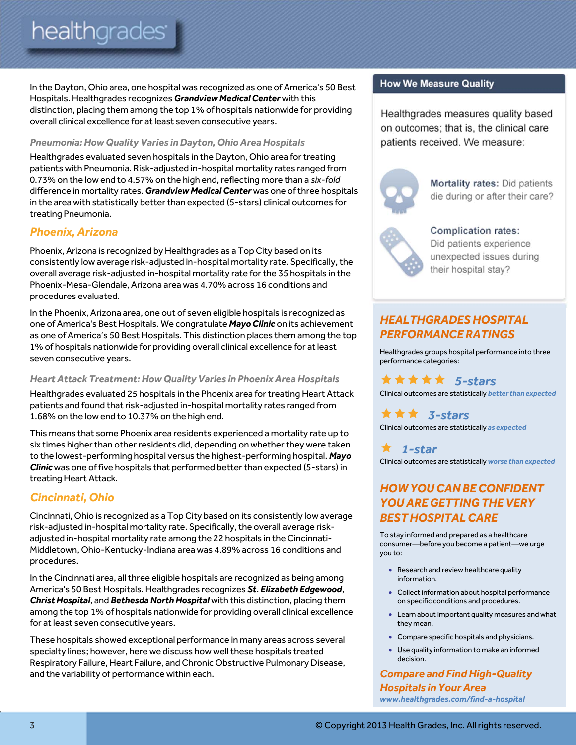In the Dayton, Ohio area, one hospital was recognized as one of America's 50 Best Hospitals. Healthgrades recognizes ***Grandview Medical Center*** with this distinction, placing them among the top 1% of hospitals nationwide for providing overall clinical excellence for at least seven consecutive years.

### *Pneumonia: How Quality Varies in Dayton, Ohio Area Hospitals*

Healthgrades evaluated seven hospitals in the Dayton, Ohio area for treating patients with Pneumonia. Risk-adjusted in-hospital mortality rates ranged from 0.73% on the low end to 4.57% on the high end, reflecting more than a *six-fold* difference in mortality rates. ***Grandview Medical Center*** was one of three hospitals in the area with statistically better than expected (5-stars) clinical outcomes for treating Pneumonia.

## *Phoenix, Arizona*

Phoenix, Arizona is recognized by Healthgrades as a Top City based on its consistently low average risk-adjusted in-hospital mortality rate. Specifically, the overall average risk-adjusted in-hospital mortality rate for the 35 hospitals in the Phoenix-Mesa-Glendale, Arizona area was 4.70% across 16 conditions and procedures evaluated.

In the Phoenix, Arizona area, one out of seven eligible hospitals is recognized as one of America's Best Hospitals. We congratulate ***Mayo Clinic*** on its achievement as one of America's 50 Best Hospitals. This distinction places them among the top 1% of hospitals nationwide for providing overall clinical excellence for at least seven consecutive years.

### *Heart Attack Treatment: How Quality Varies in Phoenix Area Hospitals*

Healthgrades evaluated 25 hospitals in the Phoenix area for treating Heart Attack patients and found that risk-adjusted in-hospital mortality rates ranged from 1.68% on the low end to 10.37% on the high end.

This means that some Phoenix area residents experienced a mortality rate up to six times higher than other residents did, depending on whether they were taken to the lowest-performing hospital versus the highest-performing hospital. ***Mayo Clinic*** was one of five hospitals that performed better than expected (5-stars) in treating Heart Attack.

## *Cincinnati, Ohio*

Cincinnati, Ohio is recognized as a Top City based on its consistently low average risk-adjusted in-hospital mortality rate. Specifically, the overall average risk-adjusted in-hospital mortality rate among the 22 hospitals in the Cincinnati-Middletown, Ohio-Kentucky-Indiana area was 4.89% across 16 conditions and procedures.

In the Cincinnati area, all three eligible hospitals are recognized as being among America's 50 Best Hospitals. Healthgrades recognizes ***St. Elizabeth Edgewood***, ***Christ Hospital***, and ***Bethesda North Hospital*** with this distinction, placing them among the top 1% of hospitals nationwide for providing overall clinical excellence for at least seven consecutive years.

These hospitals showed exceptional performance in many areas across several specialty lines; however, here we discuss how well these hospitals treated Respiratory Failure, Heart Failure, and Chronic Obstructive Pulmonary Disease, and the variability of performance within each.

### How We Measure Quality

Healthgrades measures quality based on outcomes; that is, the clinical care patients received. We measure:

**Mortality rates:** Did patients die during or after their care?

**Complication rates:** Did patients experience unexpected issues during their hospital stay?

## *HEALTHGRADES HOSPITAL PERFORMANCE RATINGS*

Healthgrades groups hospital performance into three performance categories:

★★★★★ ***5-stars***
Clinical outcomes are statistically ***better than expected***

★★★ ***3-stars***
Clinical outcomes are statistically ***as expected***

★ ***1-star***
Clinical outcomes are statistically ***worse than expected***

## *HOW YOU CAN BE CONFIDENT YOU ARE GETTING THE VERY BEST HOSPITAL CARE*

To stay informed and prepared as a healthcare consumer—before you become a patient—we urge you to:

- Research and review healthcare quality information.
- Collect information about hospital performance on specific conditions and procedures.
- Learn about important quality measures and what they mean.
- Compare specific hospitals and physicians.
- Use quality information to make an informed decision.

***Compare and Find High-Quality Hospitals in Your Area***
***www.healthgrades.com/find-a-hospital***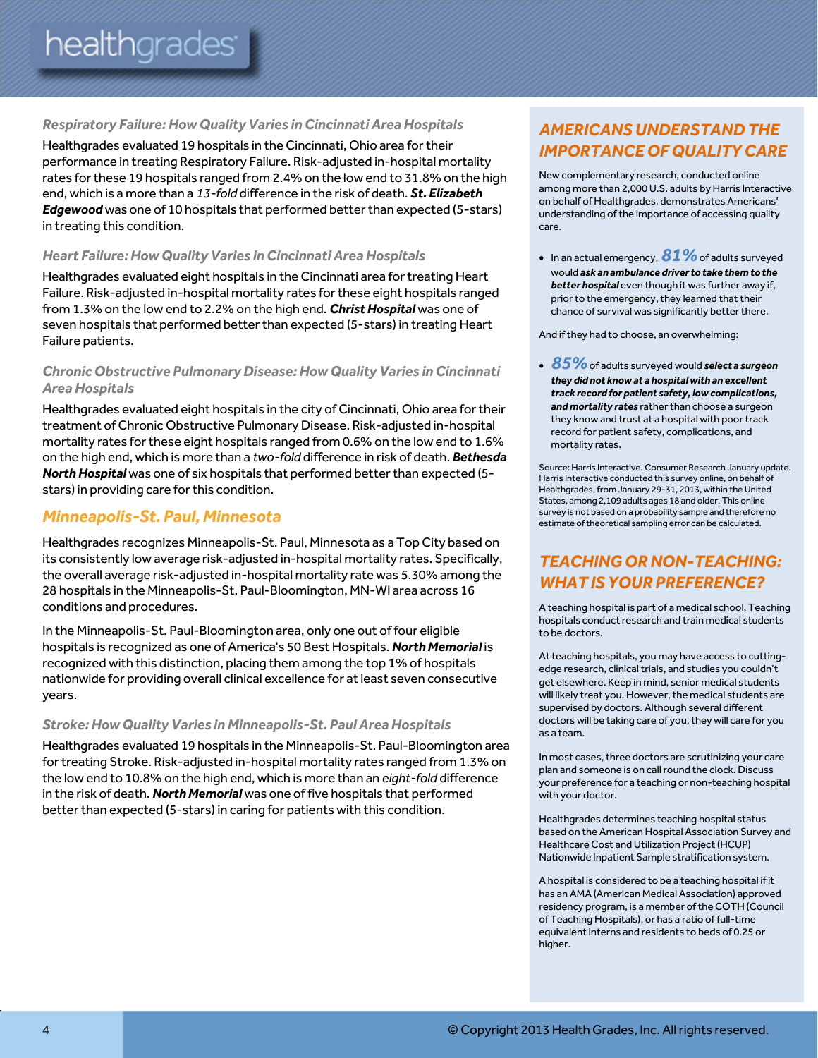### *Respiratory Failure: How Quality Varies in Cincinnati Area Hospitals*

Healthgrades evaluated 19 hospitals in the Cincinnati, Ohio area for their performance in treating Respiratory Failure. Risk-adjusted in-hospital mortality rates for these 19 hospitals ranged from 2.4% on the low end to 31.8% on the high end, which is a more than a *13-fold* difference in the risk of death. ***St. Elizabeth Edgewood*** was one of 10 hospitals that performed better than expected (5-stars) in treating this condition.

### *Heart Failure: How Quality Varies in Cincinnati Area Hospitals*

Healthgrades evaluated eight hospitals in the Cincinnati area for treating Heart Failure. Risk-adjusted in-hospital mortality rates for these eight hospitals ranged from 1.3% on the low end to 2.2% on the high end. ***Christ Hospital*** was one of seven hospitals that performed better than expected (5-stars) in treating Heart Failure patients.

### *Chronic Obstructive Pulmonary Disease: How Quality Varies in Cincinnati Area Hospitals*

Healthgrades evaluated eight hospitals in the city of Cincinnati, Ohio area for their treatment of Chronic Obstructive Pulmonary Disease. Risk-adjusted in-hospital mortality rates for these eight hospitals ranged from 0.6% on the low end to 1.6% on the high end, which is more than a *two-fold* difference in risk of death. ***Bethesda North Hospital*** was one of six hospitals that performed better than expected (5-stars) in providing care for this condition.

## *Minneapolis-St. Paul, Minnesota*

Healthgrades recognizes Minneapolis-St. Paul, Minnesota as a Top City based on its consistently low average risk-adjusted in-hospital mortality rates. Specifically, the overall average risk-adjusted in-hospital mortality rate was 5.30% among the 28 hospitals in the Minneapolis-St. Paul-Bloomington, MN-WI area across 16 conditions and procedures.

In the Minneapolis-St. Paul-Bloomington area, only one out of four eligible hospitals is recognized as one of America's 50 Best Hospitals. ***North Memorial*** is recognized with this distinction, placing them among the top 1% of hospitals nationwide for providing overall clinical excellence for at least seven consecutive years.

### *Stroke: How Quality Varies in Minneapolis-St. Paul Area Hospitals*

Healthgrades evaluated 19 hospitals in the Minneapolis-St. Paul-Bloomington area for treating Stroke. Risk-adjusted in-hospital mortality rates ranged from 1.3% on the low end to 10.8% on the high end, which is more than an *eight-fold* difference in the risk of death. ***North Memorial*** was one of five hospitals that performed better than expected (5-stars) in caring for patients with this condition.

## *AMERICANS UNDERSTAND THE IMPORTANCE OF QUALITY CARE*

New complementary research, conducted online among more than 2,000 U.S. adults by Harris Interactive on behalf of Healthgrades, demonstrates Americans' understanding of the importance of accessing quality care.

- In an actual emergency, ***81%*** of adults surveyed would ***ask an ambulance driver to take them to the better hospital*** even though it was further away if, prior to the emergency, they learned that their chance of survival was significantly better there.

And if they had to choose, an overwhelming:

- ***85%*** of adults surveyed would ***select a surgeon they did not know at a hospital with an excellent track record for patient safety, low complications, and mortality rates*** rather than choose a surgeon they know and trust at a hospital with poor track record for patient safety, complications, and mortality rates.

Source: Harris Interactive. Consumer Research January update. Harris Interactive conducted this survey online, on behalf of Healthgrades, from January 29-31, 2013, within the United States, among 2,109 adults ages 18 and older. This online survey is not based on a probability sample and therefore no estimate of theoretical sampling error can be calculated.

## *TEACHING OR NON-TEACHING: WHAT IS YOUR PREFERENCE?*

A teaching hospital is part of a medical school. Teaching hospitals conduct research and train medical students to be doctors.

At teaching hospitals, you may have access to cutting-edge research, clinical trials, and studies you couldn't get elsewhere. Keep in mind, senior medical students will likely treat you. However, the medical students are supervised by doctors. Although several different doctors will be taking care of you, they will care for you as a team.

In most cases, three doctors are scrutinizing your care plan and someone is on call round the clock. Discuss your preference for a teaching or non-teaching hospital with your doctor.

Healthgrades determines teaching hospital status based on the American Hospital Association Survey and Healthcare Cost and Utilization Project (HCUP) Nationwide Inpatient Sample stratification system.

A hospital is considered to be a teaching hospital if it has an AMA (American Medical Association) approved residency program, is a member of the COTH (Council of Teaching Hospitals), or has a ratio of full-time equivalent interns and residents to beds of 0.25 or higher.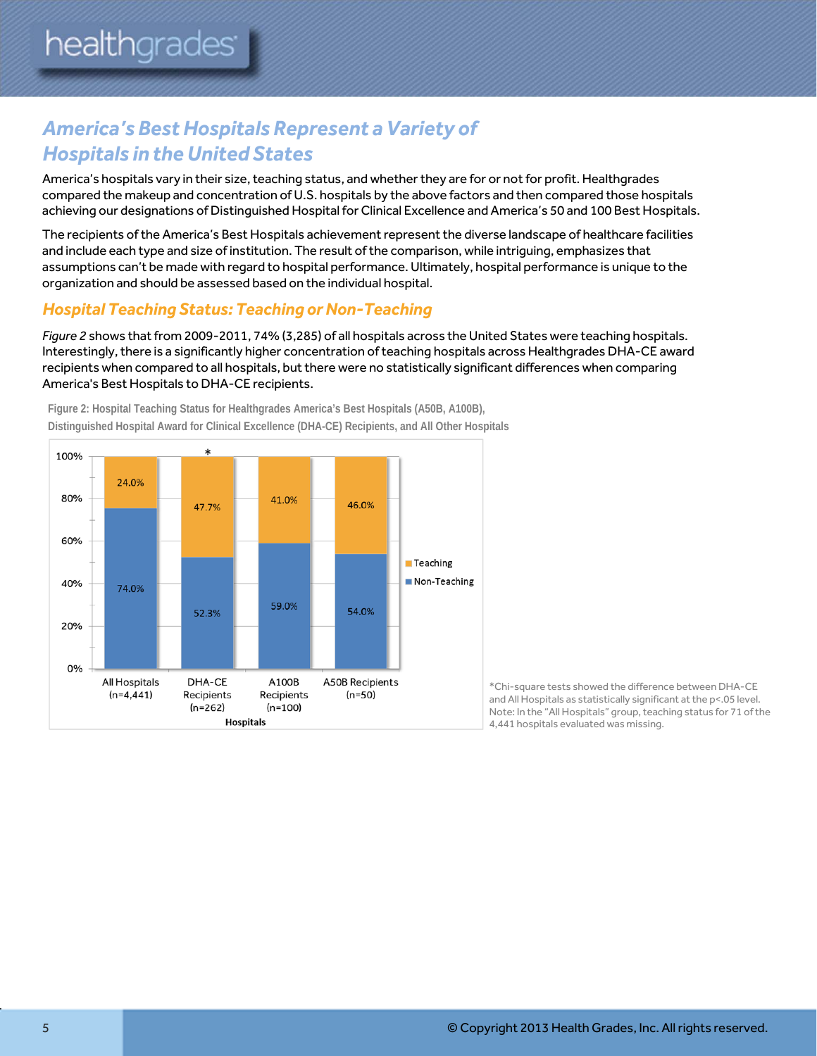## America's Best Hospitals Represent a Variety of Hospitals in the United States

America's hospitals vary in their size, teaching status, and whether they are for or not for profit. Healthgrades compared the makeup and concentration of U.S. hospitals by the above factors and then compared those hospitals achieving our designations of Distinguished Hospital for Clinical Excellence and America's 50 and 100 Best Hospitals.

The recipients of the America's Best Hospitals achievement represent the diverse landscape of healthcare facilities and include each type and size of institution. The result of the comparison, while intriguing, emphasizes that assumptions can't be made with regard to hospital performance. Ultimately, hospital performance is unique to the organization and should be assessed based on the individual hospital.

### Hospital Teaching Status: Teaching or Non-Teaching

*Figure 2* shows that from 2009-2011, 74% (3,285) of all hospitals across the United States were teaching hospitals. Interestingly, there is a significantly higher concentration of teaching hospitals across Healthgrades DHA-CE award recipients when compared to all hospitals, but there were no statistically significant differences when comparing America's Best Hospitals to DHA-CE recipients.

**Figure 2: Hospital Teaching Status for Healthgrades America's Best Hospitals (A50B, A100B), Distinguished Hospital Award for Clinical Excellence (DHA-CE) Recipients, and All Other Hospitals**

| Hospitals | Teaching | Non-Teaching |
| --- | --- | --- |
| All Hospitals (n=4,441) | 24.0% | 74.0% |
| DHA-CE Recipients (n=262)* | 47.7% | 52.3% |
| A100B Recipients (n=100) | 41.0% | 59.0% |
| A50B Recipients (n=50) | 46.0% | 54.0% |

*Chi-square tests showed the difference between DHA-CE and All Hospitals as statistically significant at the p<.05 level. Note: In the "All Hospitals" group, teaching status for 71 of the 4,441 hospitals evaluated was missing.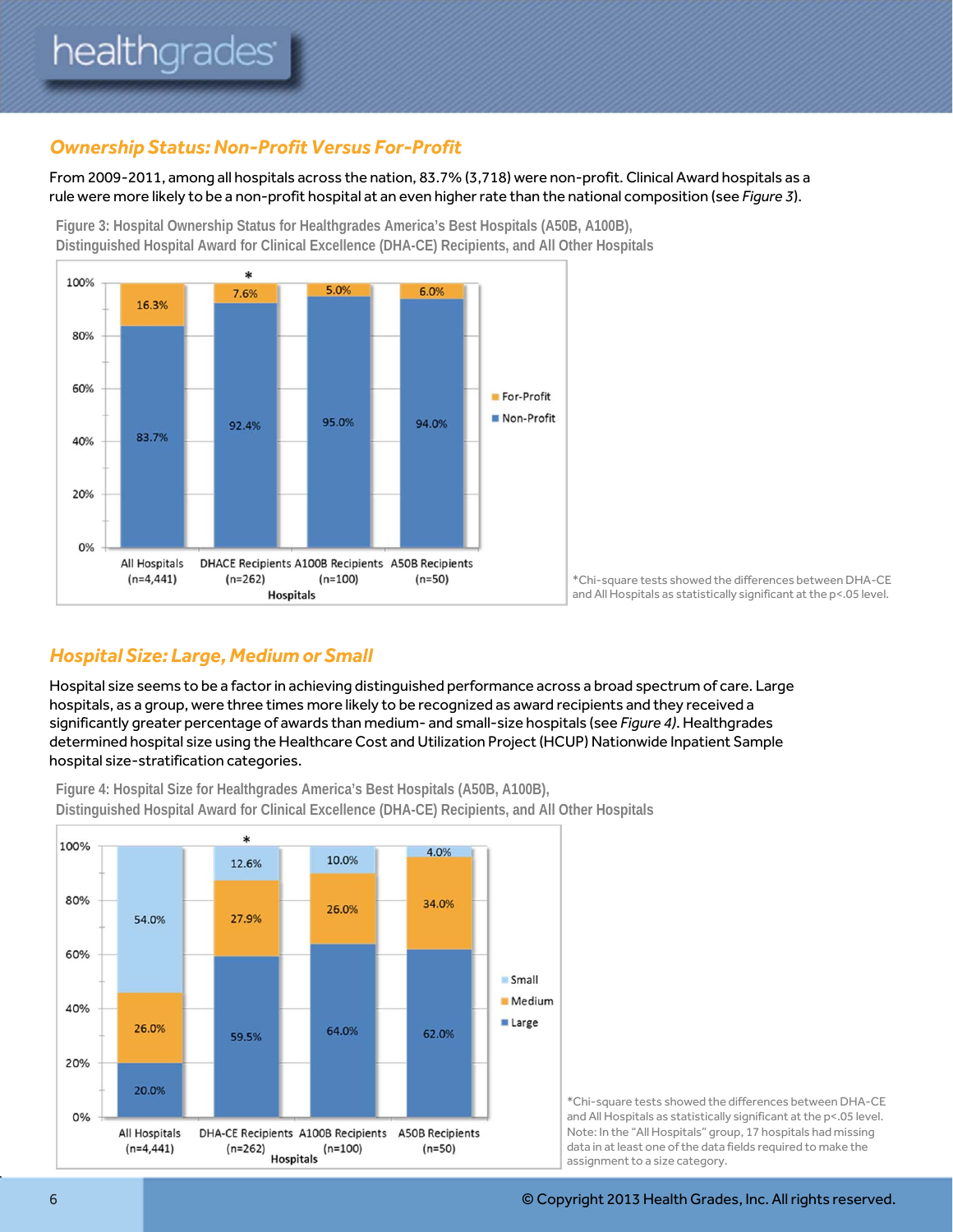## *Ownership Status: Non-Profit Versus For-Profit*

From 2009-2011, among all hospitals across the nation, 83.7% (3,718) were non-profit. Clinical Award hospitals as a rule were more likely to be a non-profit hospital at an even higher rate than the national composition (see *Figure 3*).

Figure 3: Hospital Ownership Status for Healthgrades America's Best Hospitals (A50B, A100B), Distinguished Hospital Award for Clinical Excellence (DHA-CE) Recipients, and All Other Hospitals

| Hospitals | For-Profit | Non-Profit |
|---|---|---|
| All Hospitals (n=4,441) | 16.3% | 83.7% |
| DHACE Recipients (n=262)* | 7.6% | 92.4% |
| A100B Recipients (n=100) | 5.0% | 95.0% |
| A50B Recipients (n=50) | 6.0% | 94.0% |

*Chi-square tests showed the differences between DHA-CE and All Hospitals as statistically significant at the p<.05 level.

## *Hospital Size: Large, Medium or Small*

Hospital size seems to be a factor in achieving distinguished performance across a broad spectrum of care. Large hospitals, as a group, were three times more likely to be recognized as award recipients and they received a significantly greater percentage of awards than medium- and small-size hospitals (see *Figure 4)*. Healthgrades determined hospital size using the Healthcare Cost and Utilization Project (HCUP) Nationwide Inpatient Sample hospital size-stratification categories.

Figure 4: Hospital Size for Healthgrades America's Best Hospitals (A50B, A100B), Distinguished Hospital Award for Clinical Excellence (DHA-CE) Recipients, and All Other Hospitals

| Hospitals | Small | Medium | Large |
|---|---|---|---|
| All Hospitals (n=4,441) | 54.0% | 26.0% | 20.0% |
| DHA-CE Recipients (n=262)* | 12.6% | 27.9% | 59.5% |
| A100B Recipients (n=100) | 10.0% | 26.0% | 64.0% |
| A50B Recipients (n=50) | 4.0% | 34.0% | 62.0% |

*Chi-square tests showed the differences between DHA-CE and All Hospitals as statistically significant at the p<.05 level.
Note: In the "All Hospitals" group, 17 hospitals had missing data in at least one of the data fields required to make the assignment to a size category.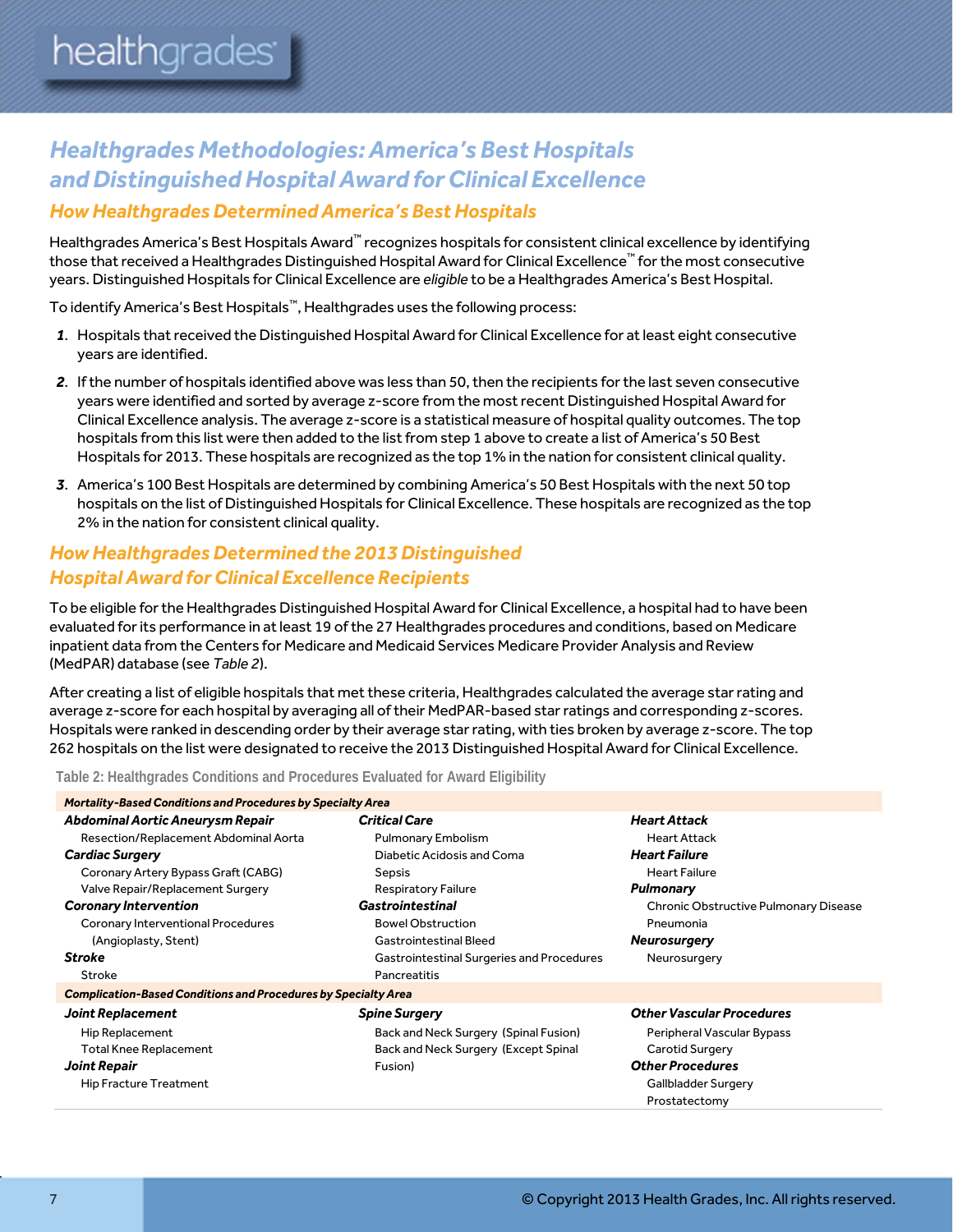# Healthgrades Methodologies: America's Best Hospitals and Distinguished Hospital Award for Clinical Excellence

## How Healthgrades Determined America's Best Hospitals

Healthgrades America's Best Hospitals Award™ recognizes hospitals for consistent clinical excellence by identifying those that received a Healthgrades Distinguished Hospital Award for Clinical Excellence™ for the most consecutive years. Distinguished Hospitals for Clinical Excellence are *eligible* to be a Healthgrades America's Best Hospital.

To identify America's Best Hospitals™, Healthgrades uses the following process:

1. Hospitals that received the Distinguished Hospital Award for Clinical Excellence for at least eight consecutive years are identified.
2. If the number of hospitals identified above was less than 50, then the recipients for the last seven consecutive years were identified and sorted by average z-score from the most recent Distinguished Hospital Award for Clinical Excellence analysis. The average z-score is a statistical measure of hospital quality outcomes. The top hospitals from this list were then added to the list from step 1 above to create a list of America's 50 Best Hospitals for 2013. These hospitals are recognized as the top 1% in the nation for consistent clinical quality.
3. America's 100 Best Hospitals are determined by combining America's 50 Best Hospitals with the next 50 top hospitals on the list of Distinguished Hospitals for Clinical Excellence. These hospitals are recognized as the top 2% in the nation for consistent clinical quality.

## How Healthgrades Determined the 2013 Distinguished Hospital Award for Clinical Excellence Recipients

To be eligible for the Healthgrades Distinguished Hospital Award for Clinical Excellence, a hospital had to have been evaluated for its performance in at least 19 of the 27 Healthgrades procedures and conditions, based on Medicare inpatient data from the Centers for Medicare and Medicaid Services Medicare Provider Analysis and Review (MedPAR) database (see *Table 2*).

After creating a list of eligible hospitals that met these criteria, Healthgrades calculated the average star rating and average z-score for each hospital by averaging all of their MedPAR-based star ratings and corresponding z-scores. Hospitals were ranked in descending order by their average star rating, with ties broken by average z-score. The top 262 hospitals on the list were designated to receive the 2013 Distinguished Hospital Award for Clinical Excellence.

Table 2: Healthgrades Conditions and Procedures Evaluated for Award Eligibility

| | | |
|---|---|---|
| ***Mortality-Based Conditions and Procedures by Specialty Area*** | | |
| ***Abdominal Aortic Aneurysm Repair*** | ***Critical Care*** | ***Heart Attack*** |
| Resection/Replacement Abdominal Aorta | Pulmonary Embolism | Heart Attack |
| ***Cardiac Surgery*** | Diabetic Acidosis and Coma | ***Heart Failure*** |
| Coronary Artery Bypass Graft (CABG) | Sepsis | Heart Failure |
| Valve Repair/Replacement Surgery | Respiratory Failure | ***Pulmonary*** |
| ***Coronary Intervention*** | ***Gastrointestinal*** | Chronic Obstructive Pulmonary Disease |
| Coronary Interventional Procedures (Angioplasty, Stent) | Bowel Obstruction | Pneumonia |
| | Gastrointestinal Bleed | ***Neurosurgery*** |
| ***Stroke*** | Gastrointestinal Surgeries and Procedures | Neurosurgery |
| Stroke | Pancreatitis | |
| ***Complication-Based Conditions and Procedures by Specialty Area*** | | |
| ***Joint Replacement*** | ***Spine Surgery*** | ***Other Vascular Procedures*** |
| Hip Replacement | Back and Neck Surgery (Spinal Fusion) | Peripheral Vascular Bypass |
| Total Knee Replacement | Back and Neck Surgery (Except Spinal Fusion) | Carotid Surgery |
| ***Joint Repair*** | | ***Other Procedures*** |
| Hip Fracture Treatment | | Gallbladder Surgery |
| | | Prostatectomy |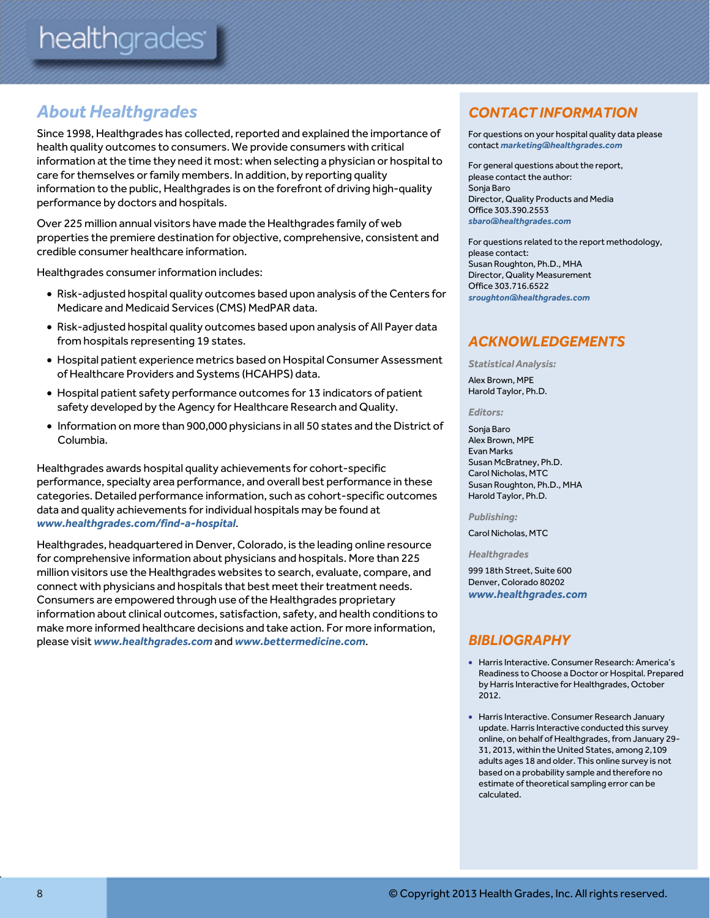## About Healthgrades

Since 1998, Healthgrades has collected, reported and explained the importance of health quality outcomes to consumers. We provide consumers with critical information at the time they need it most: when selecting a physician or hospital to care for themselves or family members. In addition, by reporting quality information to the public, Healthgrades is on the forefront of driving high-quality performance by doctors and hospitals.

Over 225 million annual visitors have made the Healthgrades family of web properties the premiere destination for objective, comprehensive, consistent and credible consumer healthcare information.

Healthgrades consumer information includes:

- Risk-adjusted hospital quality outcomes based upon analysis of the Centers for Medicare and Medicaid Services (CMS) MedPAR data.
- Risk-adjusted hospital quality outcomes based upon analysis of All Payer data from hospitals representing 19 states.
- Hospital patient experience metrics based on Hospital Consumer Assessment of Healthcare Providers and Systems (HCAHPS) data.
- Hospital patient safety performance outcomes for 13 indicators of patient safety developed by the Agency for Healthcare Research and Quality.
- Information on more than 900,000 physicians in all 50 states and the District of Columbia.

Healthgrades awards hospital quality achievements for cohort-specific performance, specialty area performance, and overall best performance in these categories. Detailed performance information, such as cohort-specific outcomes data and quality achievements for individual hospitals may be found at ***www.healthgrades.com/find-a-hospital***.

Healthgrades, headquartered in Denver, Colorado, is the leading online resource for comprehensive information about physicians and hospitals. More than 225 million visitors use the Healthgrades websites to search, evaluate, compare, and connect with physicians and hospitals that best meet their treatment needs. Consumers are empowered through use of the Healthgrades proprietary information about clinical outcomes, satisfaction, safety, and health conditions to make more informed healthcare decisions and take action. For more information, please visit ***www.healthgrades.com*** and ***www.bettermedicine.com***.

## CONTACT INFORMATION

For questions on your hospital quality data please contact ***marketing@healthgrades.com***

For general questions about the report, please contact the author:
Sonja Baro
Director, Quality Products and Media
Office 303.390.2553
***sbaro@healthgrades.com***

For questions related to the report methodology, please contact:
Susan Roughton, Ph.D., MHA
Director, Quality Measurement
Office 303.716.6522
***sroughton@healthgrades.com***

## ACKNOWLEDGEMENTS

***Statistical Analysis:***

Alex Brown, MPE
Harold Taylor, Ph.D.

***Editors:***

Sonja Baro
Alex Brown, MPE
Evan Marks
Susan McBratney, Ph.D.
Carol Nicholas, MTC
Susan Roughton, Ph.D., MHA
Harold Taylor, Ph.D.

***Publishing:***

Carol Nicholas, MTC

***Healthgrades***

999 18th Street, Suite 600
Denver, Colorado 80202
***www.healthgrades.com***

## BIBLIOGRAPHY

- Harris Interactive. Consumer Research: America's Readiness to Choose a Doctor or Hospital. Prepared by Harris Interactive for Healthgrades, October 2012.
- Harris Interactive. Consumer Research January update. Harris Interactive conducted this survey online, on behalf of Healthgrades, from January 29-31, 2013, within the United States, among 2,109 adults ages 18 and older. This online survey is not based on a probability sample and therefore no estimate of theoretical sampling error can be calculated.

© Copyright 2013 Health Grades, Inc. All rights reserved.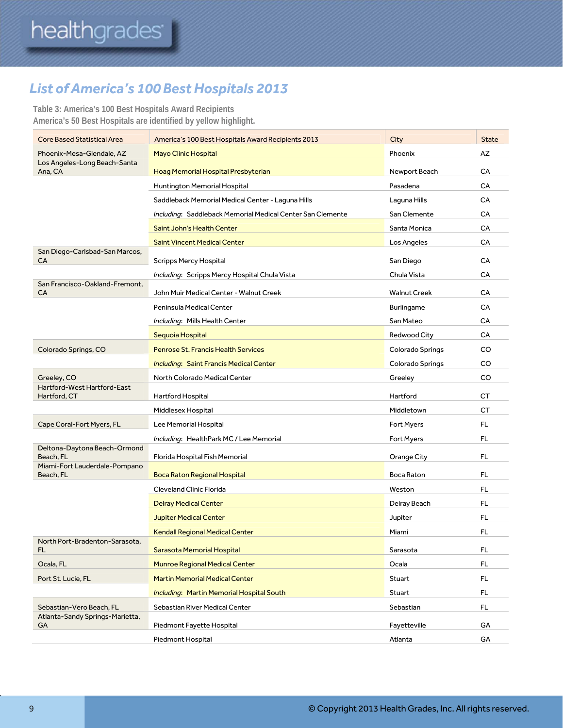## List of America's 100 Best Hospitals 2013

Table 3: America's 100 Best Hospitals Award Recipients
America's 50 Best Hospitals are identified by yellow highlight.

| Core Based Statistical Area | America's 100 Best Hospitals Award Recipients 2013 | City | State |
|---|---|---|---|
| Phoenix-Mesa-Glendale, AZ | Mayo Clinic Hospital | Phoenix | AZ |
| Los Angeles-Long Beach-Santa Ana, CA | Hoag Memorial Hospital Presbyterian | Newport Beach | CA |
| | Huntington Memorial Hospital | Pasadena | CA |
| | Saddleback Memorial Medical Center - Laguna Hills | Laguna Hills | CA |
| | *Including*: Saddleback Memorial Medical Center San Clemente | San Clemente | CA |
| | Saint John's Health Center | Santa Monica | CA |
| | Saint Vincent Medical Center | Los Angeles | CA |
| San Diego-Carlsbad-San Marcos, CA | Scripps Mercy Hospital | San Diego | CA |
| | *Including*: Scripps Mercy Hospital Chula Vista | Chula Vista | CA |
| San Francisco-Oakland-Fremont, CA | John Muir Medical Center - Walnut Creek | Walnut Creek | CA |
| | Peninsula Medical Center | Burlingame | CA |
| | *Including*: Mills Health Center | San Mateo | CA |
| | Sequoia Hospital | Redwood City | CA |
| Colorado Springs, CO | Penrose St. Francis Health Services | Colorado Springs | CO |
| | *Including*: Saint Francis Medical Center | Colorado Springs | CO |
| Greeley, CO | North Colorado Medical Center | Greeley | CO |
| Hartford-West Hartford-East Hartford, CT | Hartford Hospital | Hartford | CT |
| | Middlesex Hospital | Middletown | CT |
| Cape Coral-Fort Myers, FL | Lee Memorial Hospital | Fort Myers | FL |
| | *Including*: HealthPark MC / Lee Memorial | Fort Myers | FL |
| Deltona-Daytona Beach-Ormond Beach, FL | Florida Hospital Fish Memorial | Orange City | FL |
| Miami-Fort Lauderdale-Pompano Beach, FL | Boca Raton Regional Hospital | Boca Raton | FL |
| | Cleveland Clinic Florida | Weston | FL |
| | Delray Medical Center | Delray Beach | FL |
| | Jupiter Medical Center | Jupiter | FL |
| | Kendall Regional Medical Center | Miami | FL |
| North Port-Bradenton-Sarasota, FL | Sarasota Memorial Hospital | Sarasota | FL |
| Ocala, FL | Munroe Regional Medical Center | Ocala | FL |
| Port St. Lucie, FL | Martin Memorial Medical Center | Stuart | FL |
| | *Including*: Martin Memorial Hospital South | Stuart | FL |
| Sebastian-Vero Beach, FL | Sebastian River Medical Center | Sebastian | FL |
| Atlanta-Sandy Springs-Marietta, GA | Piedmont Fayette Hospital | Fayetteville | GA |
| | Piedmont Hospital | Atlanta | GA |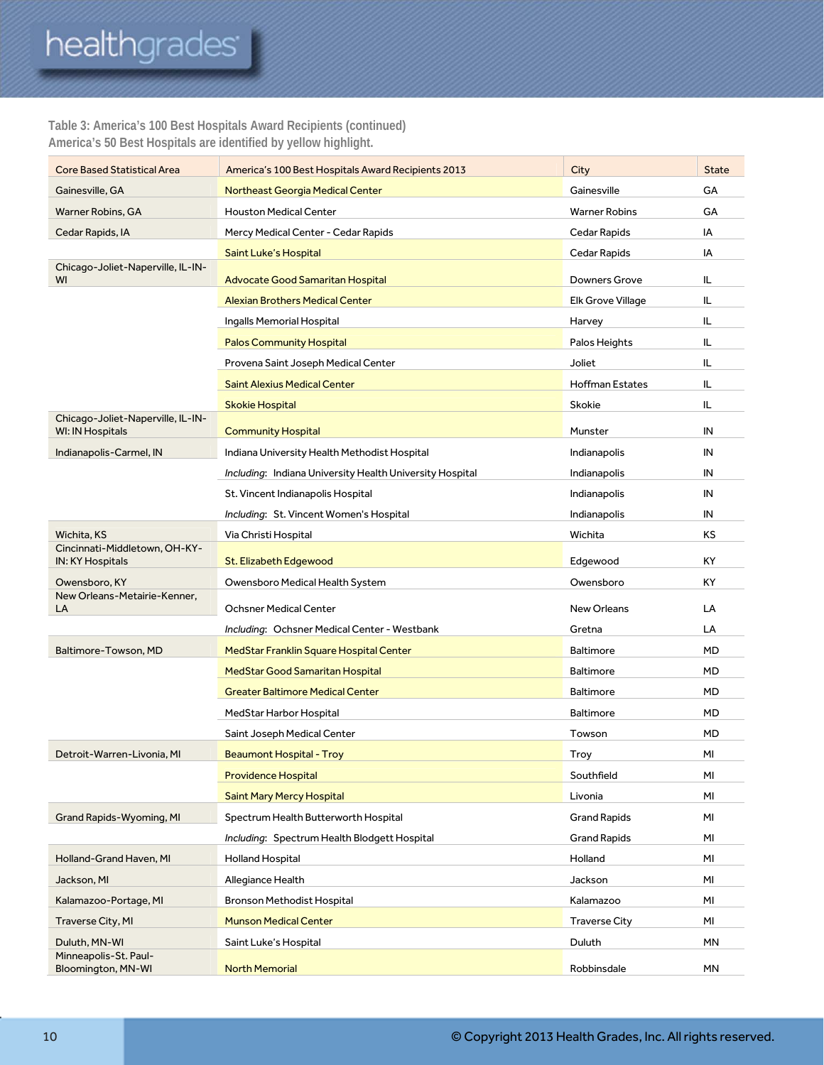**Table 3: America's 100 Best Hospitals Award Recipients (continued)**
**America's 50 Best Hospitals are identified by yellow highlight.**

| Core Based Statistical Area | America's 100 Best Hospitals Award Recipients 2013 | City | State |
|---|---|---|---|
| Gainesville, GA | Northeast Georgia Medical Center | Gainesville | GA |
| Warner Robins, GA | Houston Medical Center | Warner Robins | GA |
| Cedar Rapids, IA | Mercy Medical Center - Cedar Rapids | Cedar Rapids | IA |
| | Saint Luke's Hospital | Cedar Rapids | IA |
| Chicago-Joliet-Naperville, IL-IN-WI | Advocate Good Samaritan Hospital | Downers Grove | IL |
| | Alexian Brothers Medical Center | Elk Grove Village | IL |
| | Ingalls Memorial Hospital | Harvey | IL |
| | Palos Community Hospital | Palos Heights | IL |
| | Provena Saint Joseph Medical Center | Joliet | IL |
| | Saint Alexius Medical Center | Hoffman Estates | IL |
| | Skokie Hospital | Skokie | IL |
| Chicago-Joliet-Naperville, IL-IN-WI: IN Hospitals | Community Hospital | Munster | IN |
| Indianapolis-Carmel, IN | Indiana University Health Methodist Hospital | Indianapolis | IN |
| | *Including*: Indiana University Health University Hospital | Indianapolis | IN |
| | St. Vincent Indianapolis Hospital | Indianapolis | IN |
| | *Including*: St. Vincent Women's Hospital | Indianapolis | IN |
| Wichita, KS | Via Christi Hospital | Wichita | KS |
| Cincinnati-Middletown, OH-KY-IN: KY Hospitals | St. Elizabeth Edgewood | Edgewood | KY |
| Owensboro, KY | Owensboro Medical Health System | Owensboro | KY |
| New Orleans-Metairie-Kenner, LA | Ochsner Medical Center | New Orleans | LA |
| | *Including*: Ochsner Medical Center - Westbank | Gretna | LA |
| Baltimore-Towson, MD | MedStar Franklin Square Hospital Center | Baltimore | MD |
| | MedStar Good Samaritan Hospital | Baltimore | MD |
| | Greater Baltimore Medical Center | Baltimore | MD |
| | MedStar Harbor Hospital | Baltimore | MD |
| | Saint Joseph Medical Center | Towson | MD |
| Detroit-Warren-Livonia, MI | Beaumont Hospital - Troy | Troy | MI |
| | Providence Hospital | Southfield | MI |
| | Saint Mary Mercy Hospital | Livonia | MI |
| Grand Rapids-Wyoming, MI | Spectrum Health Butterworth Hospital | Grand Rapids | MI |
| | *Including*: Spectrum Health Blodgett Hospital | Grand Rapids | MI |
| Holland-Grand Haven, MI | Holland Hospital | Holland | MI |
| Jackson, MI | Allegiance Health | Jackson | MI |
| Kalamazoo-Portage, MI | Bronson Methodist Hospital | Kalamazoo | MI |
| Traverse City, MI | Munson Medical Center | Traverse City | MI |
| Duluth, MN-WI | Saint Luke's Hospital | Duluth | MN |
| Minneapolis-St. Paul-Bloomington, MN-WI | North Memorial | Robbinsdale | MN |

© Copyright 2013 Health Grades, Inc. All rights reserved.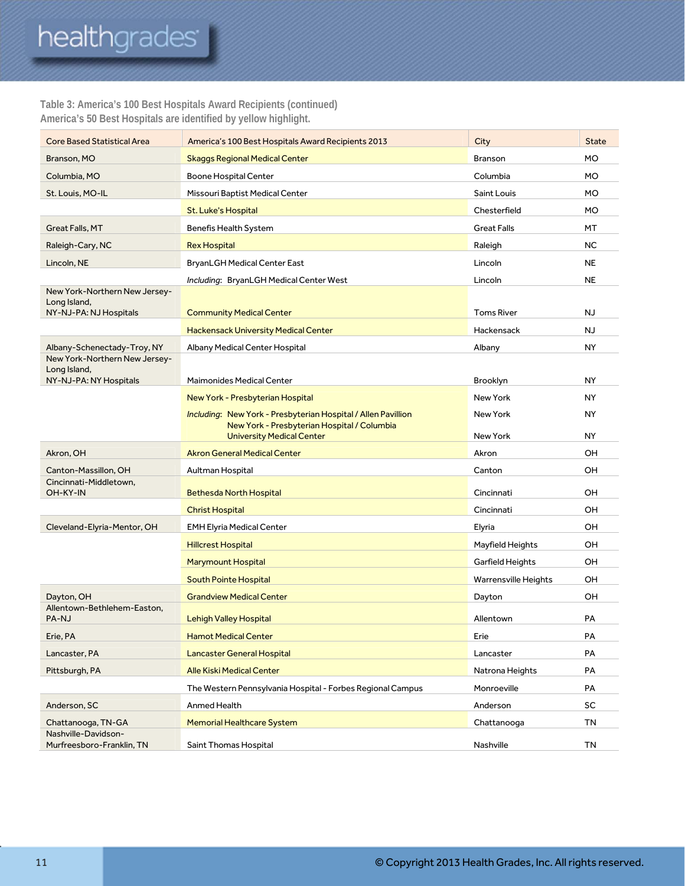Table 3: America's 100 Best Hospitals Award Recipients (continued)
America's 50 Best Hospitals are identified by yellow highlight.

| Core Based Statistical Area | America's 100 Best Hospitals Award Recipients 2013 | City | State |
|---|---|---|---|
| Branson, MO | Skaggs Regional Medical Center | Branson | MO |
| Columbia, MO | Boone Hospital Center | Columbia | MO |
| St. Louis, MO-IL | Missouri Baptist Medical Center | Saint Louis | MO |
| | St. Luke's Hospital | Chesterfield | MO |
| Great Falls, MT | Benefis Health System | Great Falls | MT |
| Raleigh-Cary, NC | Rex Hospital | Raleigh | NC |
| Lincoln, NE | BryanLGH Medical Center East | Lincoln | NE |
| | *Including*: BryanLGH Medical Center West | Lincoln | NE |
| New York-Northern New Jersey-Long Island, NY-NJ-PA: NJ Hospitals | Community Medical Center | Toms River | NJ |
| | Hackensack University Medical Center | Hackensack | NJ |
| Albany-Schenectady-Troy, NY | Albany Medical Center Hospital | Albany | NY |
| New York-Northern New Jersey-Long Island, NY-NJ-PA: NY Hospitals | Maimonides Medical Center | Brooklyn | NY |
| | New York - Presbyterian Hospital | New York | NY |
| | *Including*: New York - Presbyterian Hospital / Allen Pavillion | New York | NY |
| | New York - Presbyterian Hospital / Columbia University Medical Center | New York | NY |
| Akron, OH | Akron General Medical Center | Akron | OH |
| Canton-Massillon, OH | Aultman Hospital | Canton | OH |
| Cincinnati-Middletown, OH-KY-IN | Bethesda North Hospital | Cincinnati | OH |
| | Christ Hospital | Cincinnati | OH |
| Cleveland-Elyria-Mentor, OH | EMH Elyria Medical Center | Elyria | OH |
| | Hillcrest Hospital | Mayfield Heights | OH |
| | Marymount Hospital | Garfield Heights | OH |
| | South Pointe Hospital | Warrensville Heights | OH |
| Dayton, OH | Grandview Medical Center | Dayton | OH |
| Allentown-Bethlehem-Easton, PA-NJ | Lehigh Valley Hospital | Allentown | PA |
| Erie, PA | Hamot Medical Center | Erie | PA |
| Lancaster, PA | Lancaster General Hospital | Lancaster | PA |
| Pittsburgh, PA | Alle Kiski Medical Center | Natrona Heights | PA |
| | The Western Pennsylvania Hospital - Forbes Regional Campus | Monroeville | PA |
| Anderson, SC | Anmed Health | Anderson | SC |
| Chattanooga, TN-GA | Memorial Healthcare System | Chattanooga | TN |
| Nashville-Davidson-Murfreesboro-Franklin, TN | Saint Thomas Hospital | Nashville | TN |

© Copyright 2013 Health Grades, Inc. All rights reserved.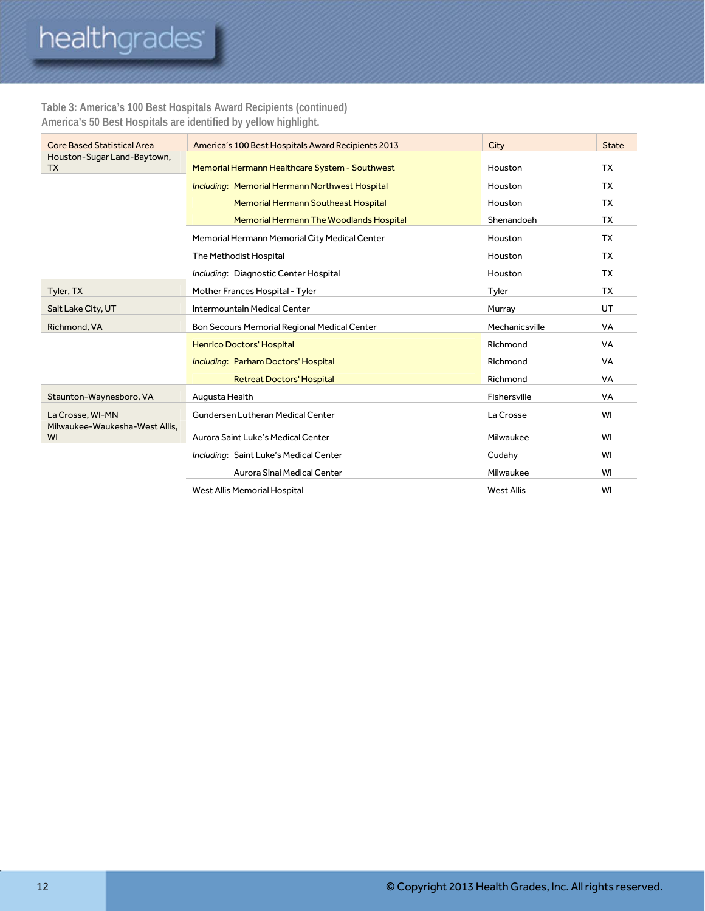**Table 3: America's 100 Best Hospitals Award Recipients (continued)**
**America's 50 Best Hospitals are identified by yellow highlight.**

| Core Based Statistical Area | America's 100 Best Hospitals Award Recipients 2013 | City | State |
|---|---|---|---|
| Houston-Sugar Land-Baytown, TX | Memorial Hermann Healthcare System - Southwest | Houston | TX |
| | *Including*: Memorial Hermann Northwest Hospital | Houston | TX |
| | Memorial Hermann Southeast Hospital | Houston | TX |
| | Memorial Hermann The Woodlands Hospital | Shenandoah | TX |
| | Memorial Hermann Memorial City Medical Center | Houston | TX |
| | The Methodist Hospital | Houston | TX |
| | *Including*: Diagnostic Center Hospital | Houston | TX |
| Tyler, TX | Mother Frances Hospital - Tyler | Tyler | TX |
| Salt Lake City, UT | Intermountain Medical Center | Murray | UT |
| Richmond, VA | Bon Secours Memorial Regional Medical Center | Mechanicsville | VA |
| | Henrico Doctors' Hospital | Richmond | VA |
| | *Including*: Parham Doctors' Hospital | Richmond | VA |
| | Retreat Doctors' Hospital | Richmond | VA |
| Staunton-Waynesboro, VA | Augusta Health | Fishersville | VA |
| La Crosse, WI-MN | Gundersen Lutheran Medical Center | La Crosse | WI |
| Milwaukee-Waukesha-West Allis, WI | Aurora Saint Luke's Medical Center | Milwaukee | WI |
| | *Including*: Saint Luke's Medical Center | Cudahy | WI |
| | Aurora Sinai Medical Center | Milwaukee | WI |
| | West Allis Memorial Hospital | West Allis | WI |

© Copyright 2013 Health Grades, Inc. All rights reserved.